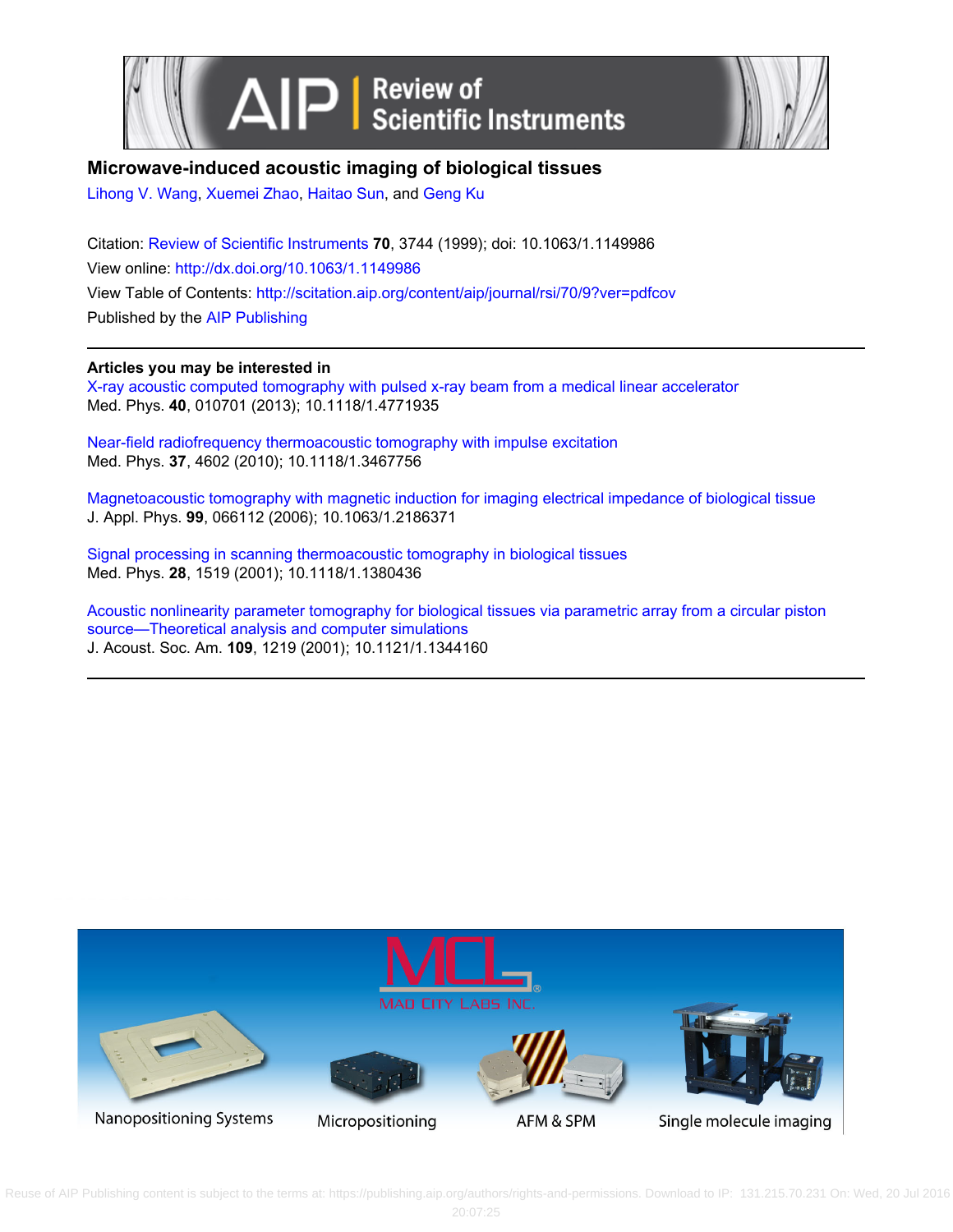# Microwave-induced acoustic imaging of biological tissues

Lihong V. Wang, Xuemei Zhao, Haitao Sun, and Geng Ku

Citation: Review of Scientific Instruments **70**, 3744 (1999); doi: 10.1063/1.1149986

View online: http://dx.doi.org/10.1063/1.1149986

View Table of Contents: http://scitation.aip.org/content/aip/journal/rsi/70/9?ver=pdfcov

Published by the AIP Publishing

## Articles you may be interested in

X-ray acoustic computed tomography with pulsed x-ray beam from a medical linear accelerator
Med. Phys. **40**, 010701 (2013); 10.1118/1.4771935

Near-field radiofrequency thermoacoustic tomography with impulse excitation
Med. Phys. **37**, 4602 (2010); 10.1118/1.3467756

Magnetoacoustic tomography with magnetic induction for imaging electrical impedance of biological tissue
J. Appl. Phys. **99**, 066112 (2006); 10.1063/1.2186371

Signal processing in scanning thermoacoustic tomography in biological tissues
Med. Phys. **28**, 1519 (2001); 10.1118/1.1380436

Acoustic nonlinearity parameter tomography for biological tissues via parametric array from a circular piston source—Theoretical analysis and computer simulations
J. Acoust. Soc. Am. **109**, 1219 (2001); 10.1121/1.1344160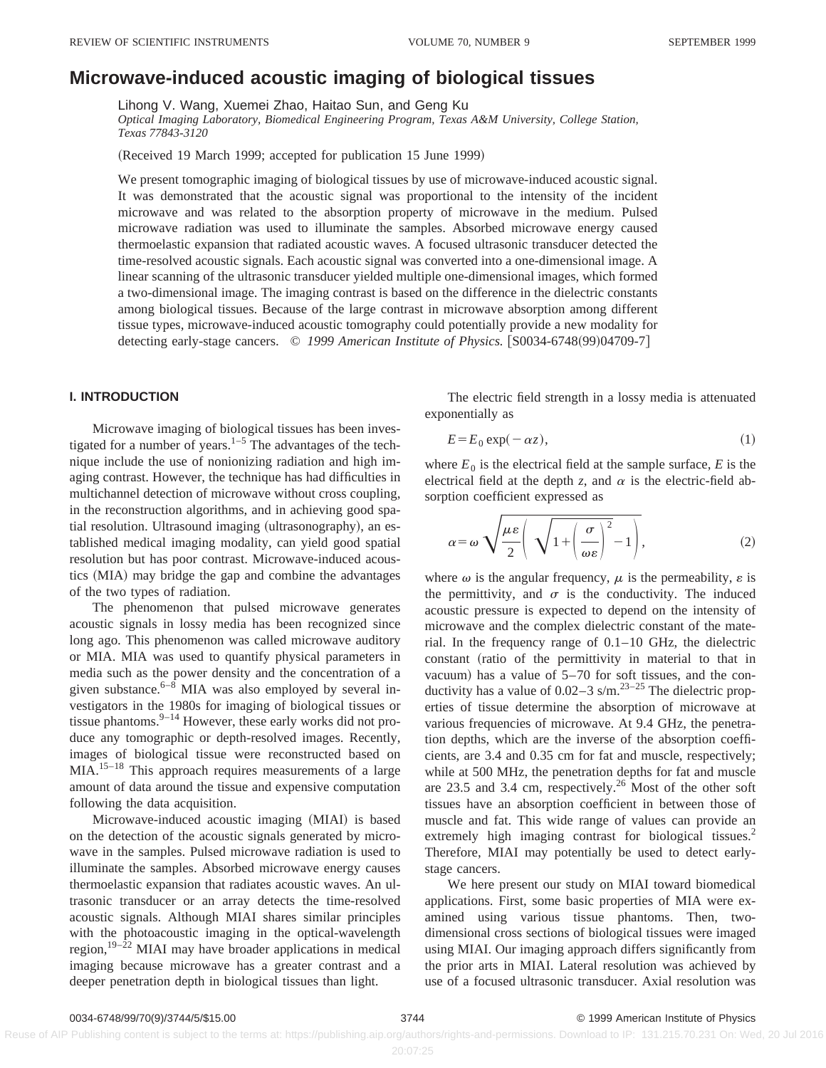# Microwave-induced acoustic imaging of biological tissues

Lihong V. Wang, Xuemei Zhao, Haitao Sun, and Geng Ku

*Optical Imaging Laboratory, Biomedical Engineering Program, Texas A&M University, College Station, Texas 77843-3120*

(Received 19 March 1999; accepted for publication 15 June 1999)

We present tomographic imaging of biological tissues by use of microwave-induced acoustic signal. It was demonstrated that the acoustic signal was proportional to the intensity of the incident microwave and was related to the absorption property of microwave in the medium. Pulsed microwave radiation was used to illuminate the samples. Absorbed microwave energy caused thermoelastic expansion that radiated acoustic waves. A focused ultrasonic transducer detected the time-resolved acoustic signals. Each acoustic signal was converted into a one-dimensional image. A linear scanning of the ultrasonic transducer yielded multiple one-dimensional images, which formed a two-dimensional image. The imaging contrast is based on the difference in the dielectric constants among biological tissues. Because of the large contrast in microwave absorption among different tissue types, microwave-induced acoustic tomography could potentially provide a new modality for detecting early-stage cancers. © *1999 American Institute of Physics.* [S0034-6748(99)04709-7]

## I. INTRODUCTION

Microwave imaging of biological tissues has been investigated for a number of years.[1–5] The advantages of the technique include the use of nonionizing radiation and high imaging contrast. However, the technique has had difficulties in multichannel detection of microwave without cross coupling, in the reconstruction algorithms, and in achieving good spatial resolution. Ultrasound imaging (ultrasonography), an established medical imaging modality, can yield good spatial resolution but has poor contrast. Microwave-induced acoustics (MIA) may bridge the gap and combine the advantages of the two types of radiation.

The phenomenon that pulsed microwave generates acoustic signals in lossy media has been recognized since long ago. This phenomenon was called microwave auditory or MIA. MIA was used to quantify physical parameters in media such as the power density and the concentration of a given substance.[6–8] MIA was also employed by several investigators in the 1980s for imaging of biological tissues or tissue phantoms.[9–14] However, these early works did not produce any tomographic or depth-resolved images. Recently, images of biological tissue were reconstructed based on MIA.[15–18] This approach requires measurements of a large amount of data around the tissue and expensive computation following the data acquisition.

Microwave-induced acoustic imaging (MIAI) is based on the detection of the acoustic signals generated by microwave in the samples. Pulsed microwave radiation is used to illuminate the samples. Absorbed microwave energy causes thermoelastic expansion that radiates acoustic waves. An ultrasonic transducer or an array detects the time-resolved acoustic signals. Although MIAI shares similar principles with the photoacoustic imaging in the optical-wavelength region,[19–22] MIAI may have broader applications in medical imaging because microwave has a greater contrast and a deeper penetration depth in biological tissues than light.

The electric field strength in a lossy media is attenuated exponentially as

$$E = E_0 \exp(-\alpha z), \tag{1}$$

where $E_0$ is the electrical field at the sample surface, $E$ is the electrical field at the depth $z$, and $\alpha$ is the electric-field absorption coefficient expressed as

$$\alpha = \omega \sqrt{\frac{\mu\varepsilon}{2}\left(\sqrt{1+\left(\frac{\sigma}{\omega\varepsilon}\right)^2}-1\right)}, \tag{2}$$

where $\omega$ is the angular frequency, $\mu$ is the permeability, $\varepsilon$ is the permittivity, and $\sigma$ is the conductivity. The induced acoustic pressure is expected to depend on the intensity of microwave and the complex dielectric constant of the material. In the frequency range of 0.1–10 GHz, the dielectric constant (ratio of the permittivity in material to that in vacuum) has a value of 5–70 for soft tissues, and the conductivity has a value of 0.02–3 s/m.[23–25] The dielectric properties of tissue determine the absorption of microwave at various frequencies of microwave. At 9.4 GHz, the penetration depths, which are the inverse of the absorption coefficients, are 3.4 and 0.35 cm for fat and muscle, respectively; while at 500 MHz, the penetration depths for fat and muscle are 23.5 and 3.4 cm, respectively.[26] Most of the other soft tissues have an absorption coefficient in between those of muscle and fat. This wide range of values can provide an extremely high imaging contrast for biological tissues.[2] Therefore, MIAI may potentially be used to detect early-stage cancers.

We here present our study on MIAI toward biomedical applications. First, some basic properties of MIA were examined using various tissue phantoms. Then, two-dimensional cross sections of biological tissues were imaged using MIAI. Our imaging approach differs significantly from the prior arts in MIAI. Lateral resolution was achieved by use of a focused ultrasonic transducer. Axial resolution was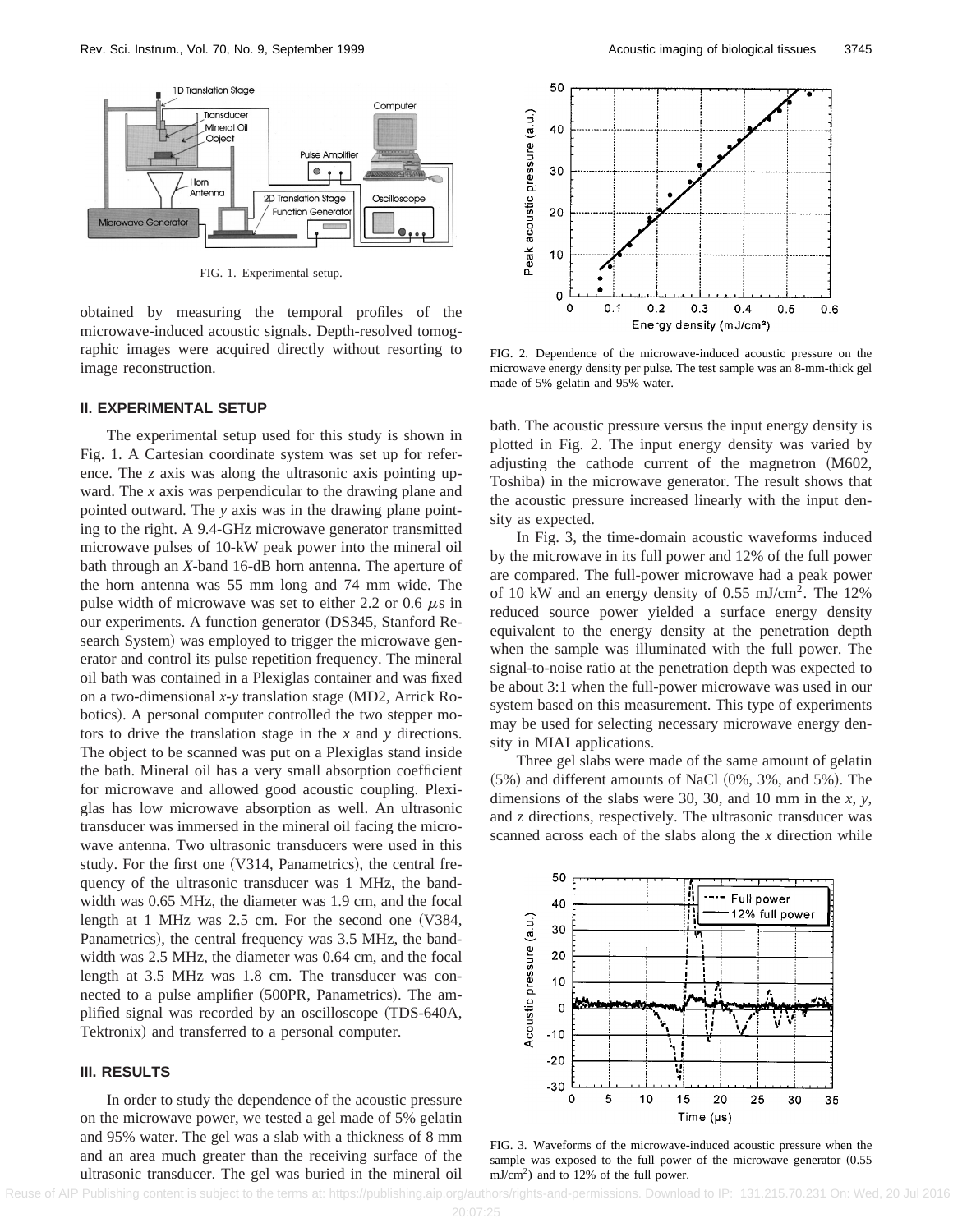FIG. 1. Experimental setup.

obtained by measuring the temporal profiles of the microwave-induced acoustic signals. Depth-resolved tomographic images were acquired directly without resorting to image reconstruction.

## II. EXPERIMENTAL SETUP

The experimental setup used for this study is shown in Fig. 1. A Cartesian coordinate system was set up for reference. The *z* axis was along the ultrasonic axis pointing upward. The *x* axis was perpendicular to the drawing plane and pointed outward. The *y* axis was in the drawing plane pointing to the right. A 9.4-GHz microwave generator transmitted microwave pulses of 10-kW peak power into the mineral oil bath through an *X*-band 16-dB horn antenna. The aperture of the horn antenna was 55 mm long and 74 mm wide. The pulse width of microwave was set to either 2.2 or 0.6 $\mu$s in our experiments. A function generator (DS345, Stanford Research System) was employed to trigger the microwave generator and control its pulse repetition frequency. The mineral oil bath was contained in a Plexiglas container and was fixed on a two-dimensional *x-y* translation stage (MD2, Arrick Robotics). A personal computer controlled the two stepper motors to drive the translation stage in the *x* and *y* directions. The object to be scanned was put on a Plexiglas stand inside the bath. Mineral oil has a very small absorption coefficient for microwave and allowed good acoustic coupling. Plexiglas has low microwave absorption as well. An ultrasonic transducer was immersed in the mineral oil facing the microwave antenna. Two ultrasonic transducers were used in this study. For the first one (V314, Panametrics), the central frequency of the ultrasonic transducer was 1 MHz, the bandwidth was 0.65 MHz, the diameter was 1.9 cm, and the focal length at 1 MHz was 2.5 cm. For the second one (V384, Panametrics), the central frequency was 3.5 MHz, the bandwidth was 2.5 MHz, the diameter was 0.64 cm, and the focal length at 3.5 MHz was 1.8 cm. The transducer was connected to a pulse amplifier (500PR, Panametrics). The amplified signal was recorded by an oscilloscope (TDS-640A, Tektronix) and transferred to a personal computer.

## III. RESULTS

In order to study the dependence of the acoustic pressure on the microwave power, we tested a gel made of 5% gelatin and 95% water. The gel was a slab with a thickness of 8 mm and an area much greater than the receiving surface of the ultrasonic transducer. The gel was buried in the mineral oil bath. The acoustic pressure versus the input energy density is plotted in Fig. 2. The input energy density was varied by adjusting the cathode current of the magnetron (M602, Toshiba) in the microwave generator. The result shows that the acoustic pressure increased linearly with the input density as expected.

FIG. 2. Dependence of the microwave-induced acoustic pressure on the microwave energy density per pulse. The test sample was an 8-mm-thick gel made of 5% gelatin and 95% water.

In Fig. 3, the time-domain acoustic waveforms induced by the microwave in its full power and 12% of the full power are compared. The full-power microwave had a peak power of 10 kW and an energy density of 0.55 mJ/cm$^2$. The 12% reduced source power yielded a surface energy density equivalent to the energy density at the penetration depth when the sample was illuminated with the full power. The signal-to-noise ratio at the penetration depth was expected to be about 3:1 when the full-power microwave was used in our system based on this measurement. This type of experiments may be used for selecting necessary microwave energy density in MIAI applications.

Three gel slabs were made of the same amount of gelatin (5%) and different amounts of NaCl (0%, 3%, and 5%). The dimensions of the slabs were 30, 30, and 10 mm in the *x*, *y*, and *z* directions, respectively. The ultrasonic transducer was scanned across each of the slabs along the *x* direction while

FIG. 3. Waveforms of the microwave-induced acoustic pressure when the sample was exposed to the full power of the microwave generator (0.55 mJ/cm$^2$) and to 12% of the full power.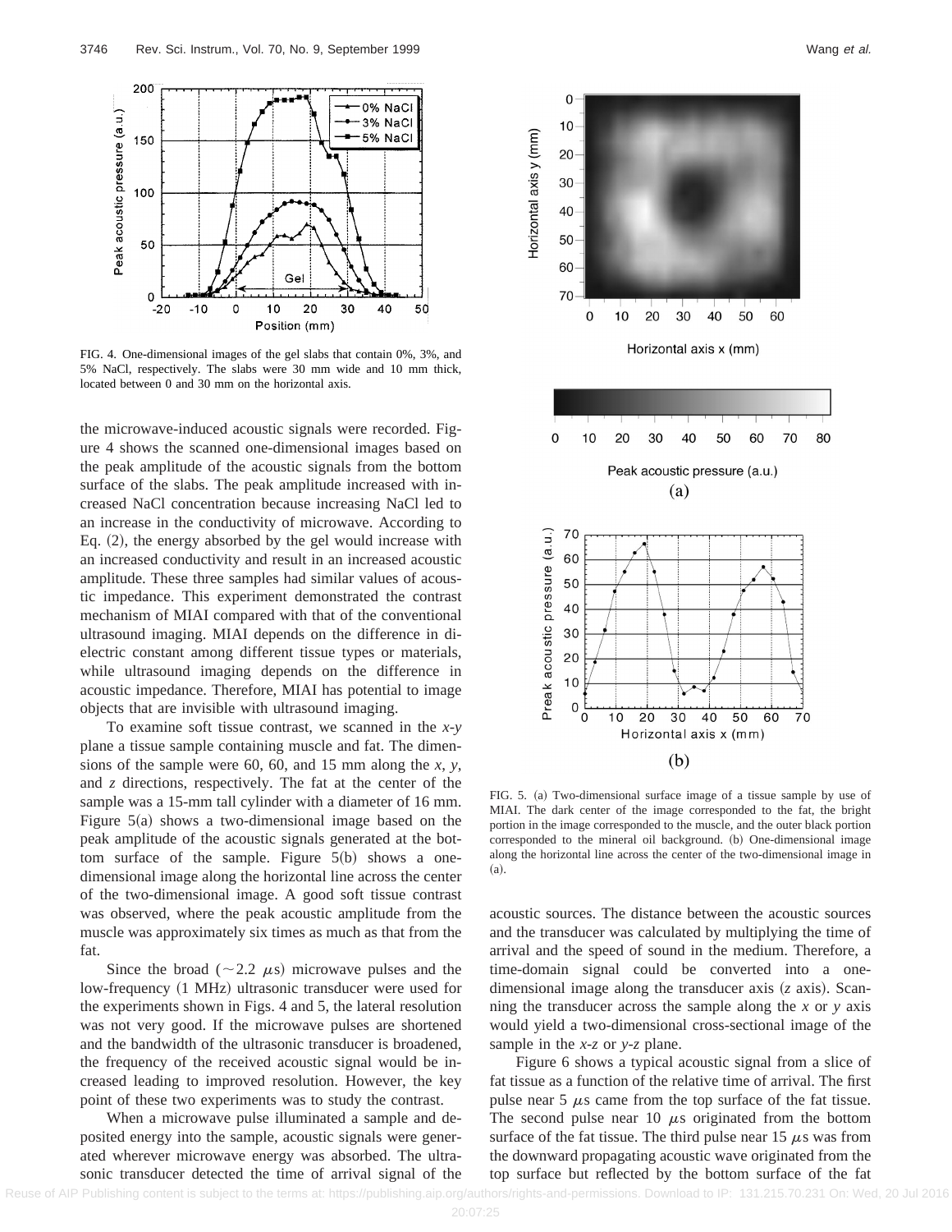FIG. 4. One-dimensional images of the gel slabs that contain 0%, 3%, and 5% NaCl, respectively. The slabs were 30 mm wide and 10 mm thick, located between 0 and 30 mm on the horizontal axis.

the microwave-induced acoustic signals were recorded. Figure 4 shows the scanned one-dimensional images based on the peak amplitude of the acoustic signals from the bottom surface of the slabs. The peak amplitude increased with increased NaCl concentration because increasing NaCl led to an increase in the conductivity of microwave. According to Eq. (2), the energy absorbed by the gel would increase with an increased conductivity and result in an increased acoustic amplitude. These three samples had similar values of acoustic impedance. This experiment demonstrated the contrast mechanism of MIAI compared with that of the conventional ultrasound imaging. MIAI depends on the difference in dielectric constant among different tissue types or materials, while ultrasound imaging depends on the difference in acoustic impedance. Therefore, MIAI has potential to image objects that are invisible with ultrasound imaging.

To examine soft tissue contrast, we scanned in the *x*-*y* plane a tissue sample containing muscle and fat. The dimensions of the sample were 60, 60, and 15 mm along the *x*, *y*, and *z* directions, respectively. The fat at the center of the sample was a 15-mm tall cylinder with a diameter of 16 mm. Figure 5(a) shows a two-dimensional image based on the peak amplitude of the acoustic signals generated at the bottom surface of the sample. Figure 5(b) shows a one-dimensional image along the horizontal line across the center of the two-dimensional image. A good soft tissue contrast was observed, where the peak acoustic amplitude from the muscle was approximately six times as much as that from the fat.

Since the broad ($\sim$2.2 $\mu$s) microwave pulses and the low-frequency (1 MHz) ultrasonic transducer were used for the experiments shown in Figs. 4 and 5, the lateral resolution was not very good. If the microwave pulses are shortened and the bandwidth of the ultrasonic transducer is broadened, the frequency of the received acoustic signal would be increased leading to improved resolution. However, the key point of these two experiments was to study the contrast.

When a microwave pulse illuminated a sample and deposited energy into the sample, acoustic signals were generated wherever microwave energy was absorbed. The ultrasonic transducer detected the time of arrival signal of the acoustic sources. The distance between the acoustic sources and the transducer was calculated by multiplying the time of arrival and the speed of sound in the medium. Therefore, a time-domain signal could be converted into a one-dimensional image along the transducer axis (*z* axis). Scanning the transducer across the sample along the *x* or *y* axis would yield a two-dimensional cross-sectional image of the sample in the *x*-*z* or *y*-*z* plane.

Figure 6 shows a typical acoustic signal from a slice of fat tissue as a function of the relative time of arrival. The first pulse near 5 $\mu$s came from the top surface of the fat tissue. The second pulse near 10 $\mu$s originated from the bottom surface of the fat tissue. The third pulse near 15 $\mu$s was from the downward propagating acoustic wave originated from the top surface but reflected by the bottom surface of the fat

FIG. 5. (a) Two-dimensional surface image of a tissue sample by use of MIAI. The dark center of the image corresponded to the fat, the bright portion in the image corresponded to the muscle, and the outer black portion corresponded to the mineral oil background. (b) One-dimensional image along the horizontal line across the center of the two-dimensional image in (a).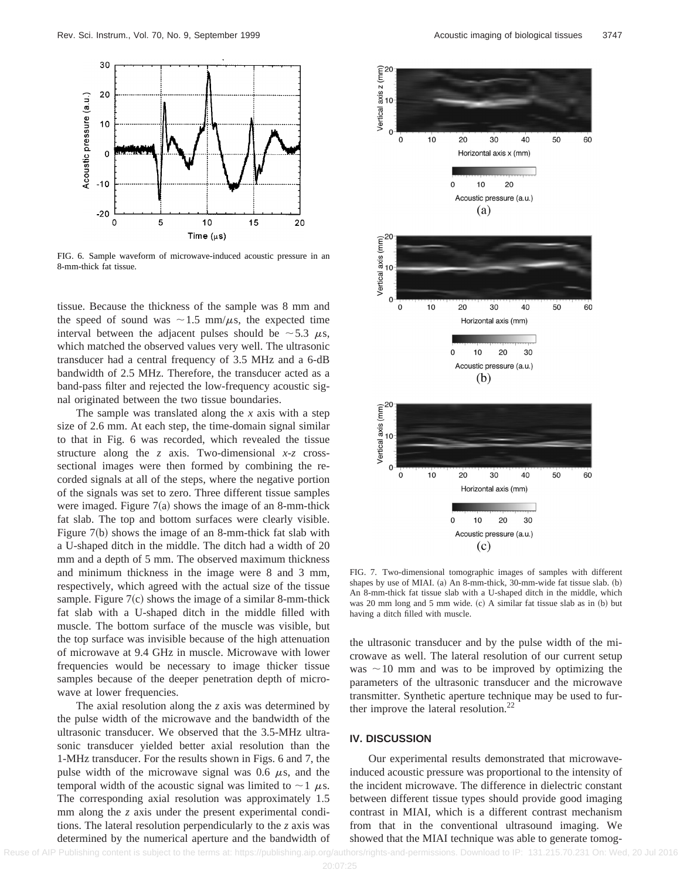FIG. 6. Sample waveform of microwave-induced acoustic pressure in an 8-mm-thick fat tissue.

tissue. Because the thickness of the sample was 8 mm and the speed of sound was $\sim$1.5 mm/$\mu$s, the expected time interval between the adjacent pulses should be $\sim$5.3 $\mu$s, which matched the observed values very well. The ultrasonic transducer had a central frequency of 3.5 MHz and a 6-dB bandwidth of 2.5 MHz. Therefore, the transducer acted as a band-pass filter and rejected the low-frequency acoustic signal originated between the two tissue boundaries.

The sample was translated along the $x$ axis with a step size of 2.6 mm. At each step, the time-domain signal similar to that in Fig. 6 was recorded, which revealed the tissue structure along the $z$ axis. Two-dimensional $x$-$z$ cross-sectional images were then formed by combining the recorded signals at all of the steps, where the negative portion of the signals was set to zero. Three different tissue samples were imaged. Figure 7(a) shows the image of an 8-mm-thick fat slab. The top and bottom surfaces were clearly visible. Figure 7(b) shows the image of an 8-mm-thick fat slab with a U-shaped ditch in the middle. The ditch had a width of 20 mm and a depth of 5 mm. The observed maximum thickness and minimum thickness in the image were 8 and 3 mm, respectively, which agreed with the actual size of the tissue sample. Figure 7(c) shows the image of a similar 8-mm-thick fat slab with a U-shaped ditch in the middle filled with muscle. The bottom surface of the muscle was visible, but the top surface was invisible because of the high attenuation of microwave at 9.4 GHz in muscle. Microwave with lower frequencies would be necessary to image thicker tissue samples because of the deeper penetration depth of microwave at lower frequencies.

The axial resolution along the $z$ axis was determined by the pulse width of the microwave and the bandwidth of the ultrasonic transducer. We observed that the 3.5-MHz ultrasonic transducer yielded better axial resolution than the 1-MHz transducer. For the results shown in Figs. 6 and 7, the pulse width of the microwave signal was 0.6 $\mu$s, and the temporal width of the acoustic signal was limited to $\sim$1 $\mu$s. The corresponding axial resolution was approximately 1.5 mm along the $z$ axis under the present experimental conditions. The lateral resolution perpendicularly to the $z$ axis was determined by the numerical aperture and the bandwidth of the ultrasonic transducer and by the pulse width of the microwave as well. The lateral resolution of our current setup was $\sim$10 mm and was to be improved by optimizing the parameters of the ultrasonic transducer and the microwave transmitter. Synthetic aperture technique may be used to further improve the lateral resolution.[22]

FIG. 7. Two-dimensional tomographic images of samples with different shapes by use of MIAI. (a) An 8-mm-thick, 30-mm-wide fat tissue slab. (b) An 8-mm-thick fat tissue slab with a U-shaped ditch in the middle, which was 20 mm long and 5 mm wide. (c) A similar fat tissue slab as in (b) but having a ditch filled with muscle.

## IV. DISCUSSION

Our experimental results demonstrated that microwave-induced acoustic pressure was proportional to the intensity of the incident microwave. The difference in dielectric constant between different tissue types should provide good imaging contrast in MIAI, which is a different contrast mechanism from that in the conventional ultrasound imaging. We showed that the MIAI technique was able to generate tomog-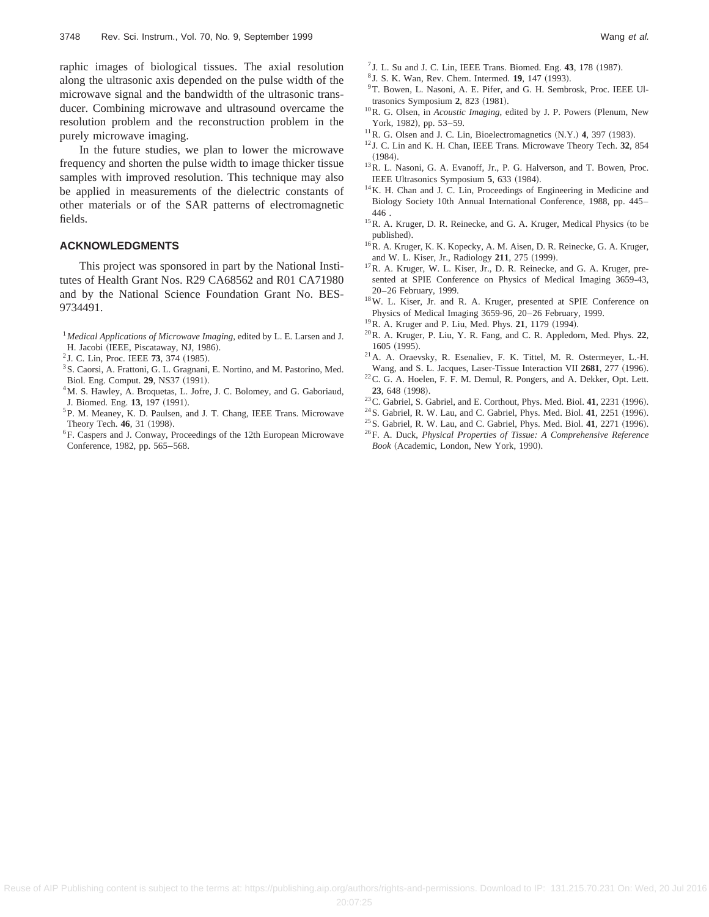raphic images of biological tissues. The axial resolution along the ultrasonic axis depended on the pulse width of the microwave signal and the bandwidth of the ultrasonic transducer. Combining microwave and ultrasound overcame the resolution problem and the reconstruction problem in the purely microwave imaging.

In the future studies, we plan to lower the microwave frequency and shorten the pulse width to image thicker tissue samples with improved resolution. This technique may also be applied in measurements of the dielectric constants of other materials or of the SAR patterns of electromagnetic fields.

## ACKNOWLEDGMENTS

This project was sponsored in part by the National Institutes of Health Grant Nos. R29 CA68562 and R01 CA71980 and by the National Science Foundation Grant No. BES-9734491.

[1] *Medical Applications of Microwave Imaging*, edited by L. E. Larsen and J. H. Jacobi (IEEE, Piscataway, NJ, 1986).
[2] J. C. Lin, Proc. IEEE **73**, 374 (1985).
[3] S. Caorsi, A. Frattoni, G. L. Gragnani, E. Nortino, and M. Pastorino, Med. Biol. Eng. Comput. **29**, NS37 (1991).
[4] M. S. Hawley, A. Broquetas, L. Jofre, J. C. Bolomey, and G. Gaboriaud, J. Biomed. Eng. **13**, 197 (1991).
[5] P. M. Meaney, K. D. Paulsen, and J. T. Chang, IEEE Trans. Microwave Theory Tech. **46**, 31 (1998).
[6] F. Caspers and J. Conway, Proceedings of the 12th European Microwave Conference, 1982, pp. 565–568.
[7] J. L. Su and J. C. Lin, IEEE Trans. Biomed. Eng. **43**, 178 (1987).
[8] J. S. K. Wan, Rev. Chem. Intermed. **19**, 147 (1993).
[9] T. Bowen, L. Nasoni, A. E. Pifer, and G. H. Sembrosk, Proc. IEEE Ultrasonics Symposium **2**, 823 (1981).
[10] R. G. Olsen, in *Acoustic Imaging*, edited by J. P. Powers (Plenum, New York, 1982), pp. 53–59.
[11] R. G. Olsen and J. C. Lin, Bioelectromagnetics (N.Y.) **4**, 397 (1983).
[12] J. C. Lin and K. H. Chan, IEEE Trans. Microwave Theory Tech. **32**, 854 (1984).
[13] R. L. Nasoni, G. A. Evanoff, Jr., P. G. Halverson, and T. Bowen, Proc. IEEE Ultrasonics Symposium **5**, 633 (1984).
[14] K. H. Chan and J. C. Lin, Proceedings of Engineering in Medicine and Biology Society 10th Annual International Conference, 1988, pp. 445–446 .
[15] R. A. Kruger, D. R. Reinecke, and G. A. Kruger, Medical Physics (to be published).
[16] R. A. Kruger, K. K. Kopecky, A. M. Aisen, D. R. Reinecke, G. A. Kruger, and W. L. Kiser, Jr., Radiology **211**, 275 (1999).
[17] R. A. Kruger, W. L. Kiser, Jr., D. R. Reinecke, and G. A. Kruger, presented at SPIE Conference on Physics of Medical Imaging 3659-43, 20–26 February, 1999.
[18] W. L. Kiser, Jr. and R. A. Kruger, presented at SPIE Conference on Physics of Medical Imaging 3659-96, 20–26 February, 1999.
[19] R. A. Kruger and P. Liu, Med. Phys. **21**, 1179 (1994).
[20] R. A. Kruger, P. Liu, Y. R. Fang, and C. R. Appledorn, Med. Phys. **22**, 1605 (1995).
[21] A. A. Oraevsky, R. Esenaliev, F. K. Tittel, M. R. Ostermeyer, L.-H. Wang, and S. L. Jacques, Laser-Tissue Interaction VII **2681**, 277 (1996).
[22] C. G. A. Hoelen, F. F. M. Demul, R. Pongers, and A. Dekker, Opt. Lett. **23**, 648 (1998).
[23] C. Gabriel, S. Gabriel, and E. Corthout, Phys. Med. Biol. **41**, 2231 (1996).
[24] S. Gabriel, R. W. Lau, and C. Gabriel, Phys. Med. Biol. **41**, 2251 (1996).
[25] S. Gabriel, R. W. Lau, and C. Gabriel, Phys. Med. Biol. **41**, 2271 (1996).
[26] F. A. Duck, *Physical Properties of Tissue: A Comprehensive Reference Book* (Academic, London, New York, 1990).